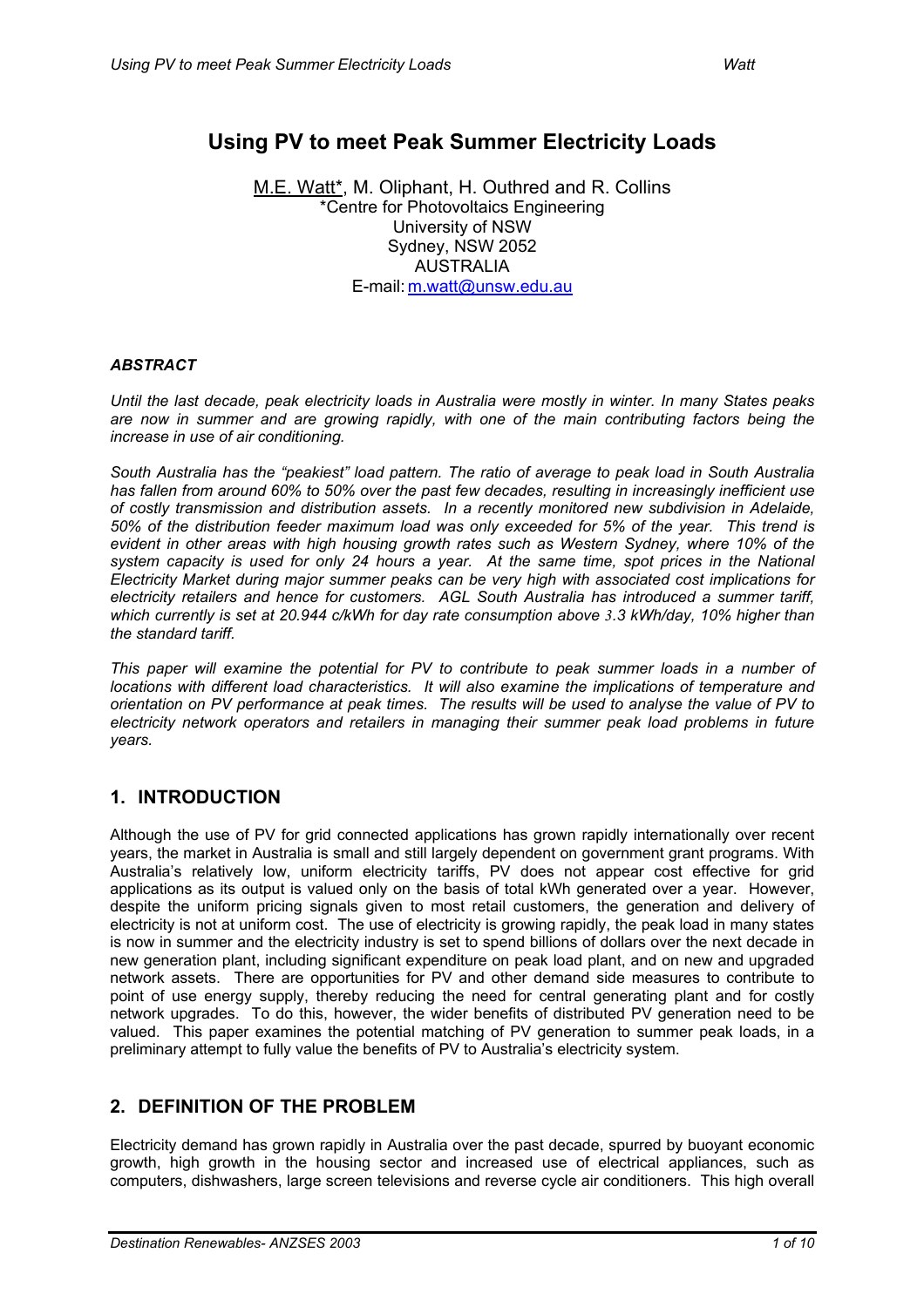# Using PV to meet Peak Summer Electricity Loads

M.E. Watt*, M. Oliphant, H. Outhred and R. Collins
*Centre for Photovoltaics Engineering
University of NSW
Sydney, NSW 2052
AUSTRALIA
E-mail: m.watt@unsw.edu.au

### *ABSTRACT*

*Until the last decade, peak electricity loads in Australia were mostly in winter. In many States peaks are now in summer and are growing rapidly, with one of the main contributing factors being the increase in use of air conditioning.*

*South Australia has the "peakiest" load pattern. The ratio of average to peak load in South Australia has fallen from around 60% to 50% over the past few decades, resulting in increasingly inefficient use of costly transmission and distribution assets. In a recently monitored new subdivision in Adelaide, 50% of the distribution feeder maximum load was only exceeded for 5% of the year. This trend is evident in other areas with high housing growth rates such as Western Sydney, where 10% of the system capacity is used for only 24 hours a year. At the same time, spot prices in the National Electricity Market during major summer peaks can be very high with associated cost implications for electricity retailers and hence for customers. AGL South Australia has introduced a summer tariff, which currently is set at 20.944 c/kWh for day rate consumption above 3.3 kWh/day, 10% higher than the standard tariff.*

*This paper will examine the potential for PV to contribute to peak summer loads in a number of locations with different load characteristics. It will also examine the implications of temperature and orientation on PV performance at peak times. The results will be used to analyse the value of PV to electricity network operators and retailers in managing their summer peak load problems in future years.*

## 1. INTRODUCTION

Although the use of PV for grid connected applications has grown rapidly internationally over recent years, the market in Australia is small and still largely dependent on government grant programs. With Australia's relatively low, uniform electricity tariffs, PV does not appear cost effective for grid applications as its output is valued only on the basis of total kWh generated over a year. However, despite the uniform pricing signals given to most retail customers, the generation and delivery of electricity is not at uniform cost. The use of electricity is growing rapidly, the peak load in many states is now in summer and the electricity industry is set to spend billions of dollars over the next decade in new generation plant, including significant expenditure on peak load plant, and on new and upgraded network assets. There are opportunities for PV and other demand side measures to contribute to point of use energy supply, thereby reducing the need for central generating plant and for costly network upgrades. To do this, however, the wider benefits of distributed PV generation need to be valued. This paper examines the potential matching of PV generation to summer peak loads, in a preliminary attempt to fully value the benefits of PV to Australia's electricity system.

## 2. DEFINITION OF THE PROBLEM

Electricity demand has grown rapidly in Australia over the past decade, spurred by buoyant economic growth, high growth in the housing sector and increased use of electrical appliances, such as computers, dishwashers, large screen televisions and reverse cycle air conditioners. This high overall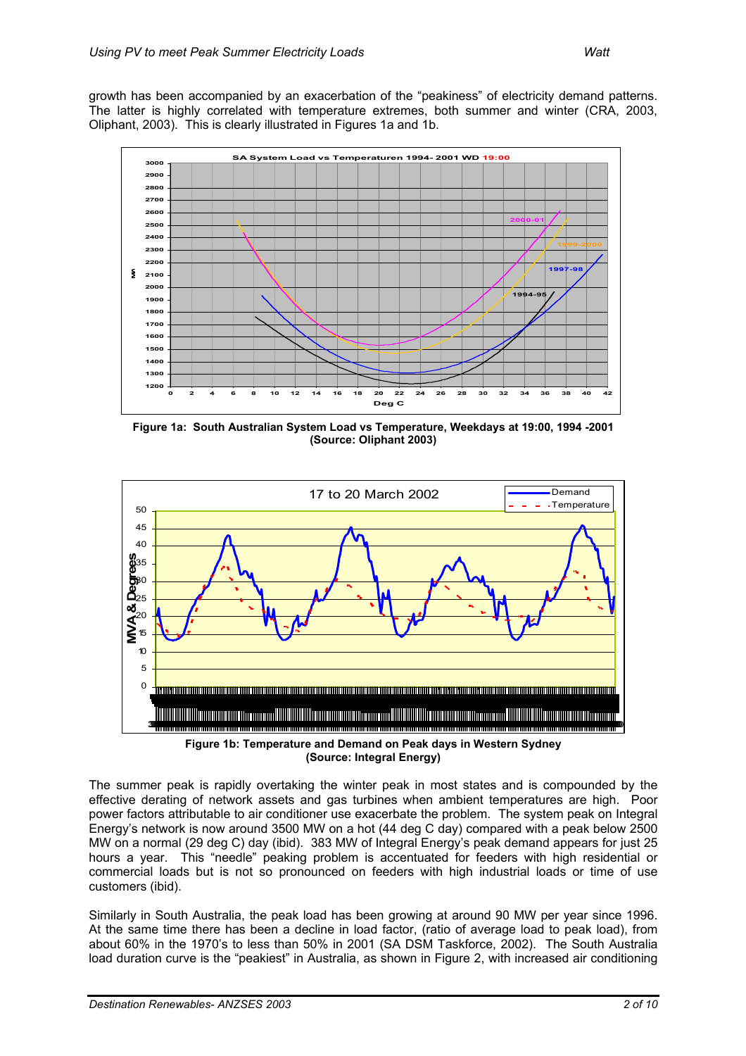growth has been accompanied by an exacerbation of the "peakiness" of electricity demand patterns. The latter is highly correlated with temperature extremes, both summer and winter (CRA, 2003, Oliphant, 2003). This is clearly illustrated in Figures 1a and 1b.

**Figure 1a: South Australian System Load vs Temperature, Weekdays at 19:00, 1994 -2001 (Source: Oliphant 2003)**

**Figure 1b: Temperature and Demand on Peak days in Western Sydney (Source: Integral Energy)**

The summer peak is rapidly overtaking the winter peak in most states and is compounded by the effective derating of network assets and gas turbines when ambient temperatures are high. Poor power factors attributable to air conditioner use exacerbate the problem. The system peak on Integral Energy's network is now around 3500 MW on a hot (44 deg C day) compared with a peak below 2500 MW on a normal (29 deg C) day (ibid). 383 MW of Integral Energy's peak demand appears for just 25 hours a year. This "needle" peaking problem is accentuated for feeders with high residential or commercial loads but is not so pronounced on feeders with high industrial loads or time of use customers (ibid).

Similarly in South Australia, the peak load has been growing at around 90 MW per year since 1996. At the same time there has been a decline in load factor, (ratio of average load to peak load), from about 60% in the 1970's to less than 50% in 2001 (SA DSM Taskforce, 2002). The South Australia load duration curve is the "peakiest" in Australia, as shown in Figure 2, with increased air conditioning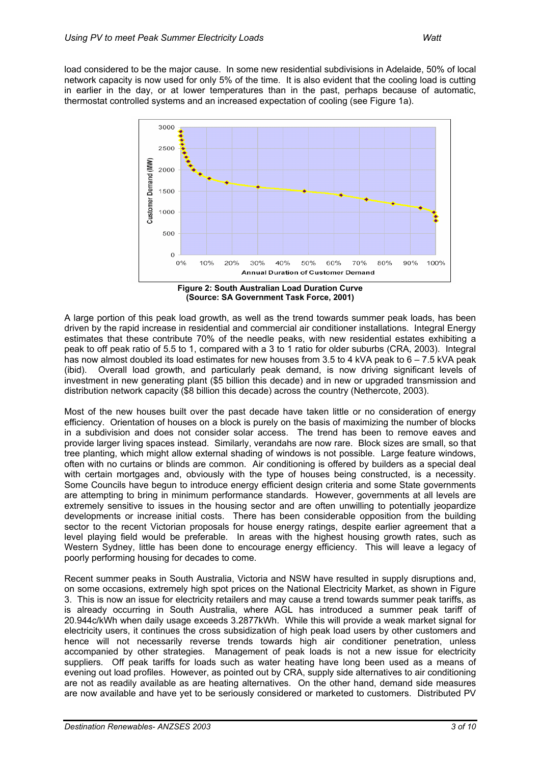load considered to be the major cause. In some new residential subdivisions in Adelaide, 50% of local network capacity is now used for only 5% of the time. It is also evident that the cooling load is cutting in earlier in the day, or at lower temperatures than in the past, perhaps because of automatic, thermostat controlled systems and an increased expectation of cooling (see Figure 1a).

**Figure 2: South Australian Load Duration Curve (Source: SA Government Task Force, 2001)**

A large portion of this peak load growth, as well as the trend towards summer peak loads, has been driven by the rapid increase in residential and commercial air conditioner installations. Integral Energy estimates that these contribute 70% of the needle peaks, with new residential estates exhibiting a peak to off peak ratio of 5.5 to 1, compared with a 3 to 1 ratio for older suburbs (CRA, 2003). Integral has now almost doubled its load estimates for new houses from 3.5 to 4 kVA peak to 6 – 7.5 kVA peak (ibid). Overall load growth, and particularly peak demand, is now driving significant levels of investment in new generating plant ($5 billion this decade) and in new or upgraded transmission and distribution network capacity ($8 billion this decade) across the country (Nethercote, 2003).

Most of the new houses built over the past decade have taken little or no consideration of energy efficiency. Orientation of houses on a block is purely on the basis of maximizing the number of blocks in a subdivision and does not consider solar access. The trend has been to remove eaves and provide larger living spaces instead. Similarly, verandahs are now rare. Block sizes are small, so that tree planting, which might allow external shading of windows is not possible. Large feature windows, often with no curtains or blinds are common. Air conditioning is offered by builders as a special deal with certain mortgages and, obviously with the type of houses being constructed, is a necessity. Some Councils have begun to introduce energy efficient design criteria and some State governments are attempting to bring in minimum performance standards. However, governments at all levels are extremely sensitive to issues in the housing sector and are often unwilling to potentially jeopardize developments or increase initial costs. There has been considerable opposition from the building sector to the recent Victorian proposals for house energy ratings, despite earlier agreement that a level playing field would be preferable. In areas with the highest housing growth rates, such as Western Sydney, little has been done to encourage energy efficiency. This will leave a legacy of poorly performing housing for decades to come.

Recent summer peaks in South Australia, Victoria and NSW have resulted in supply disruptions and, on some occasions, extremely high spot prices on the National Electricity Market, as shown in Figure 3. This is now an issue for electricity retailers and may cause a trend towards summer peak tariffs, as is already occurring in South Australia, where AGL has introduced a summer peak tariff of 20.944c/kWh when daily usage exceeds 3.2877kWh. While this will provide a weak market signal for electricity users, it continues the cross subsidization of high peak load users by other customers and hence will not necessarily reverse trends towards high air conditioner penetration, unless accompanied by other strategies. Management of peak loads is not a new issue for electricity suppliers. Off peak tariffs for loads such as water heating have long been used as a means of evening out load profiles. However, as pointed out by CRA, supply side alternatives to air conditioning are not as readily available as are heating alternatives. On the other hand, demand side measures are now available and have yet to be seriously considered or marketed to customers. Distributed PV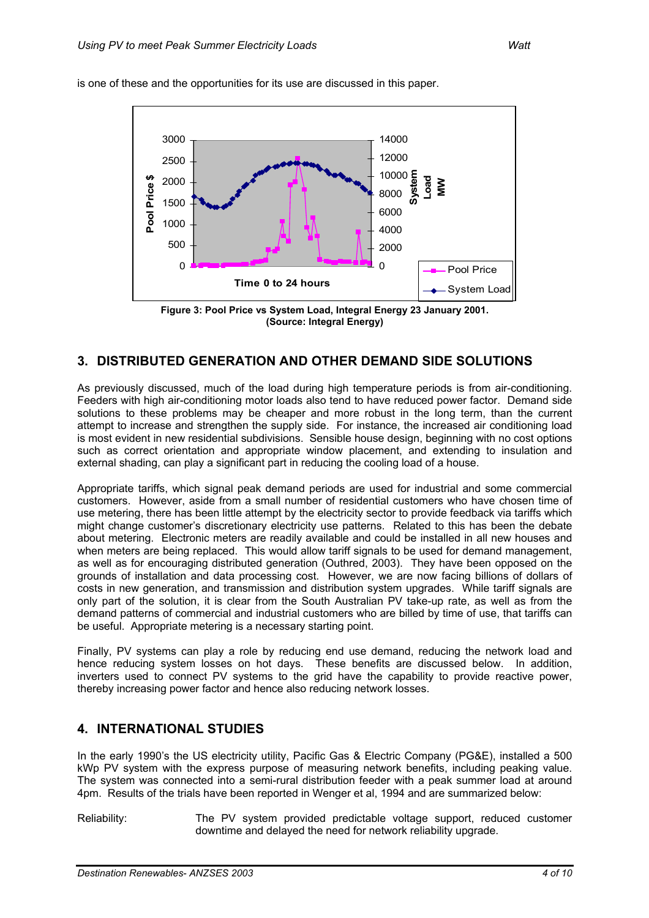is one of these and the opportunities for its use are discussed in this paper.

**Figure 3: Pool Price vs System Load, Integral Energy 23 January 2001. (Source: Integral Energy)**

## 3. DISTRIBUTED GENERATION AND OTHER DEMAND SIDE SOLUTIONS

As previously discussed, much of the load during high temperature periods is from air-conditioning. Feeders with high air-conditioning motor loads also tend to have reduced power factor. Demand side solutions to these problems may be cheaper and more robust in the long term, than the current attempt to increase and strengthen the supply side. For instance, the increased air conditioning load is most evident in new residential subdivisions. Sensible house design, beginning with no cost options such as correct orientation and appropriate window placement, and extending to insulation and external shading, can play a significant part in reducing the cooling load of a house.

Appropriate tariffs, which signal peak demand periods are used for industrial and some commercial customers. However, aside from a small number of residential customers who have chosen time of use metering, there has been little attempt by the electricity sector to provide feedback via tariffs which might change customer's discretionary electricity use patterns. Related to this has been the debate about metering. Electronic meters are readily available and could be installed in all new houses and when meters are being replaced. This would allow tariff signals to be used for demand management, as well as for encouraging distributed generation (Outhred, 2003). They have been opposed on the grounds of installation and data processing cost. However, we are now facing billions of dollars of costs in new generation, and transmission and distribution system upgrades. While tariff signals are only part of the solution, it is clear from the South Australian PV take-up rate, as well as from the demand patterns of commercial and industrial customers who are billed by time of use, that tariffs can be useful. Appropriate metering is a necessary starting point.

Finally, PV systems can play a role by reducing end use demand, reducing the network load and hence reducing system losses on hot days. These benefits are discussed below. In addition, inverters used to connect PV systems to the grid have the capability to provide reactive power, thereby increasing power factor and hence also reducing network losses.

## 4. INTERNATIONAL STUDIES

In the early 1990's the US electricity utility, Pacific Gas & Electric Company (PG&E), installed a 500 kWp PV system with the express purpose of measuring network benefits, including peaking value. The system was connected into a semi-rural distribution feeder with a peak summer load at around 4pm. Results of the trials have been reported in Wenger et al, 1994 and are summarized below:

Reliability: The PV system provided predictable voltage support, reduced customer downtime and delayed the need for network reliability upgrade.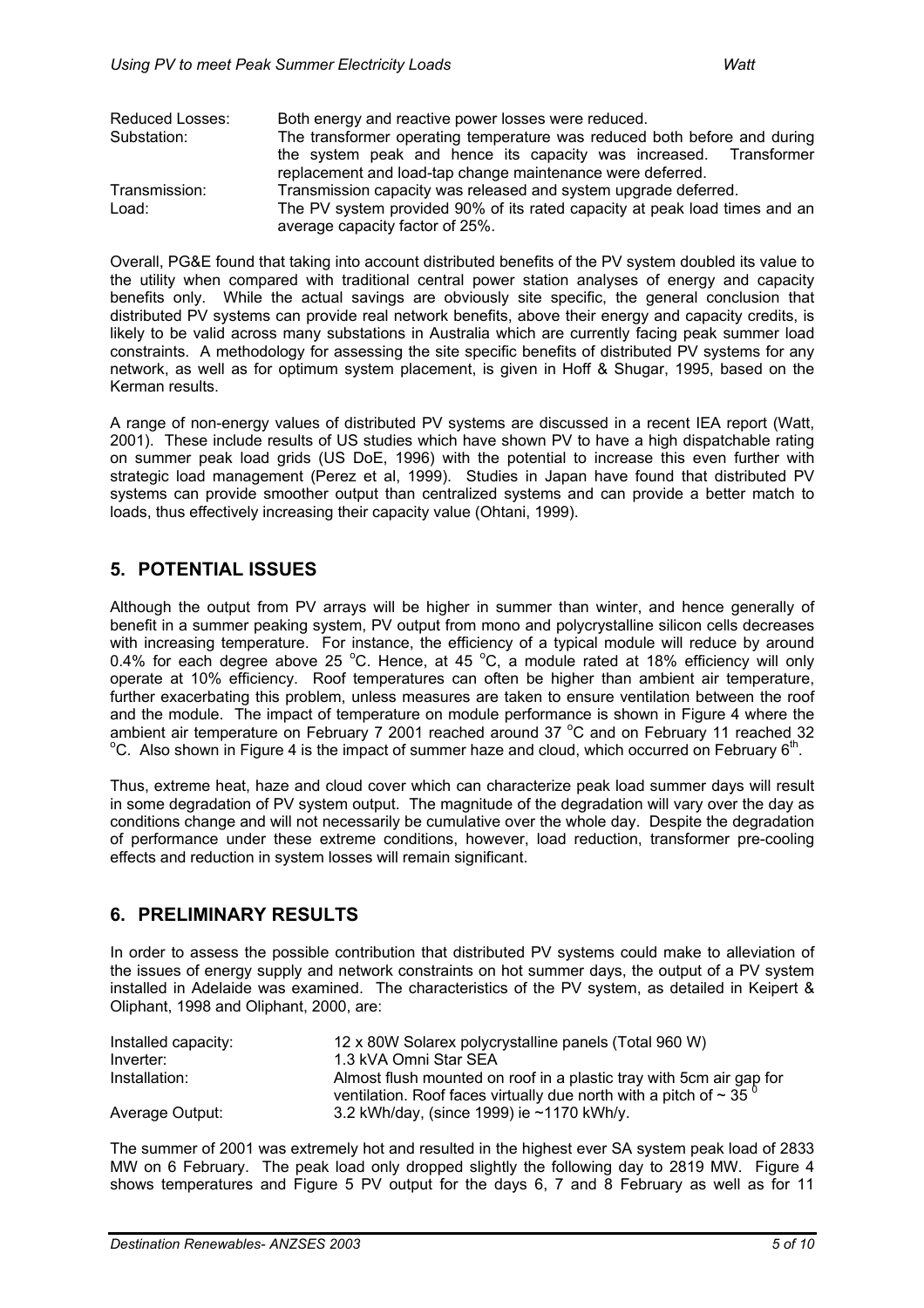| | |
|---|---|
| Reduced Losses: | Both energy and reactive power losses were reduced. |
| Substation: | The transformer operating temperature was reduced both before and during the system peak and hence its capacity was increased. Transformer replacement and load-tap change maintenance were deferred. |
| Transmission: | Transmission capacity was released and system upgrade deferred. |
| Load: | The PV system provided 90% of its rated capacity at peak load times and an average capacity factor of 25%. |

Overall, PG&E found that taking into account distributed benefits of the PV system doubled its value to the utility when compared with traditional central power station analyses of energy and capacity benefits only. While the actual savings are obviously site specific, the general conclusion that distributed PV systems can provide real network benefits, above their energy and capacity credits, is likely to be valid across many substations in Australia which are currently facing peak summer load constraints. A methodology for assessing the site specific benefits of distributed PV systems for any network, as well as for optimum system placement, is given in Hoff & Shugar, 1995, based on the Kerman results.

A range of non-energy values of distributed PV systems are discussed in a recent IEA report (Watt, 2001). These include results of US studies which have shown PV to have a high dispatchable rating on summer peak load grids (US DoE, 1996) with the potential to increase this even further with strategic load management (Perez et al, 1999). Studies in Japan have found that distributed PV systems can provide smoother output than centralized systems and can provide a better match to loads, thus effectively increasing their capacity value (Ohtani, 1999).

## 5. POTENTIAL ISSUES

Although the output from PV arrays will be higher in summer than winter, and hence generally of benefit in a summer peaking system, PV output from mono and polycrystalline silicon cells decreases with increasing temperature. For instance, the efficiency of a typical module will reduce by around 0.4% for each degree above 25 $^{o}$C. Hence, at 45 $^{o}$C, a module rated at 18% efficiency will only operate at 10% efficiency. Roof temperatures can often be higher than ambient air temperature, further exacerbating this problem, unless measures are taken to ensure ventilation between the roof and the module. The impact of temperature on module performance is shown in Figure 4 where the ambient air temperature on February 7 2001 reached around 37 $^{o}$C and on February 11 reached 32 $^{o}$C. Also shown in Figure 4 is the impact of summer haze and cloud, which occurred on February 6$^{th}$.

Thus, extreme heat, haze and cloud cover which can characterize peak load summer days will result in some degradation of PV system output. The magnitude of the degradation will vary over the day as conditions change and will not necessarily be cumulative over the whole day. Despite the degradation of performance under these extreme conditions, however, load reduction, transformer pre-cooling effects and reduction in system losses will remain significant.

## 6. PRELIMINARY RESULTS

In order to assess the possible contribution that distributed PV systems could make to alleviation of the issues of energy supply and network constraints on hot summer days, the output of a PV system installed in Adelaide was examined. The characteristics of the PV system, as detailed in Keipert & Oliphant, 1998 and Oliphant, 2000, are:

| | |
|---|---|
| Installed capacity: | 12 x 80W Solarex polycrystalline panels (Total 960 W) |
| Inverter: | 1.3 kVA Omni Star SEA |
| Installation: | Almost flush mounted on roof in a plastic tray with 5cm air gap for ventilation. Roof faces virtually due north with a pitch of ~ 35 $^{0}$ |
| Average Output: | 3.2 kWh/day, (since 1999) ie ~1170 kWh/y. |

The summer of 2001 was extremely hot and resulted in the highest ever SA system peak load of 2833 MW on 6 February. The peak load only dropped slightly the following day to 2819 MW. Figure 4 shows temperatures and Figure 5 PV output for the days 6, 7 and 8 February as well as for 11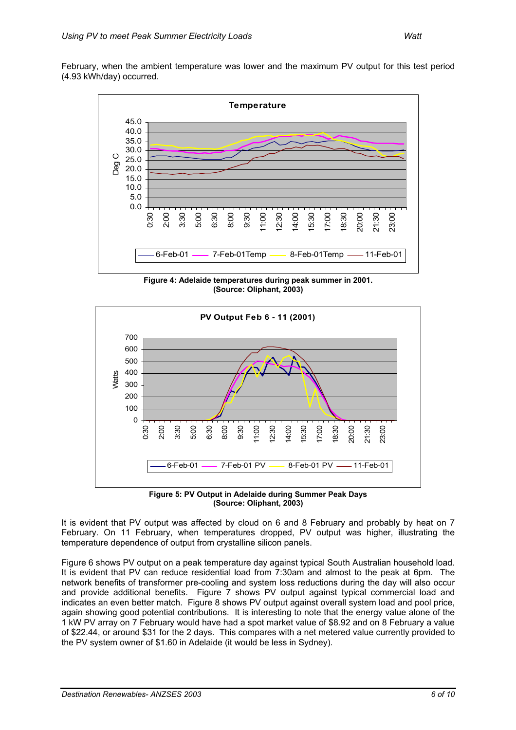February, when the ambient temperature was lower and the maximum PV output for this test period (4.93 kWh/day) occurred.

**Figure 4: Adelaide temperatures during peak summer in 2001. (Source: Oliphant, 2003)**

**Figure 5: PV Output in Adelaide during Summer Peak Days (Source: Oliphant, 2003)**

It is evident that PV output was affected by cloud on 6 and 8 February and probably by heat on 7 February. On 11 February, when temperatures dropped, PV output was higher, illustrating the temperature dependence of output from crystalline silicon panels.

Figure 6 shows PV output on a peak temperature day against typical South Australian household load. It is evident that PV can reduce residential load from 7:30am and almost to the peak at 6pm. The network benefits of transformer pre-cooling and system loss reductions during the day will also occur and provide additional benefits. Figure 7 shows PV output against typical commercial load and indicates an even better match. Figure 8 shows PV output against overall system load and pool price, again showing good potential contributions. It is interesting to note that the energy value alone of the 1 kW PV array on 7 February would have had a spot market value of $8.92 and on 8 February a value of $22.44, or around $31 for the 2 days. This compares with a net metered value currently provided to the PV system owner of $1.60 in Adelaide (it would be less in Sydney).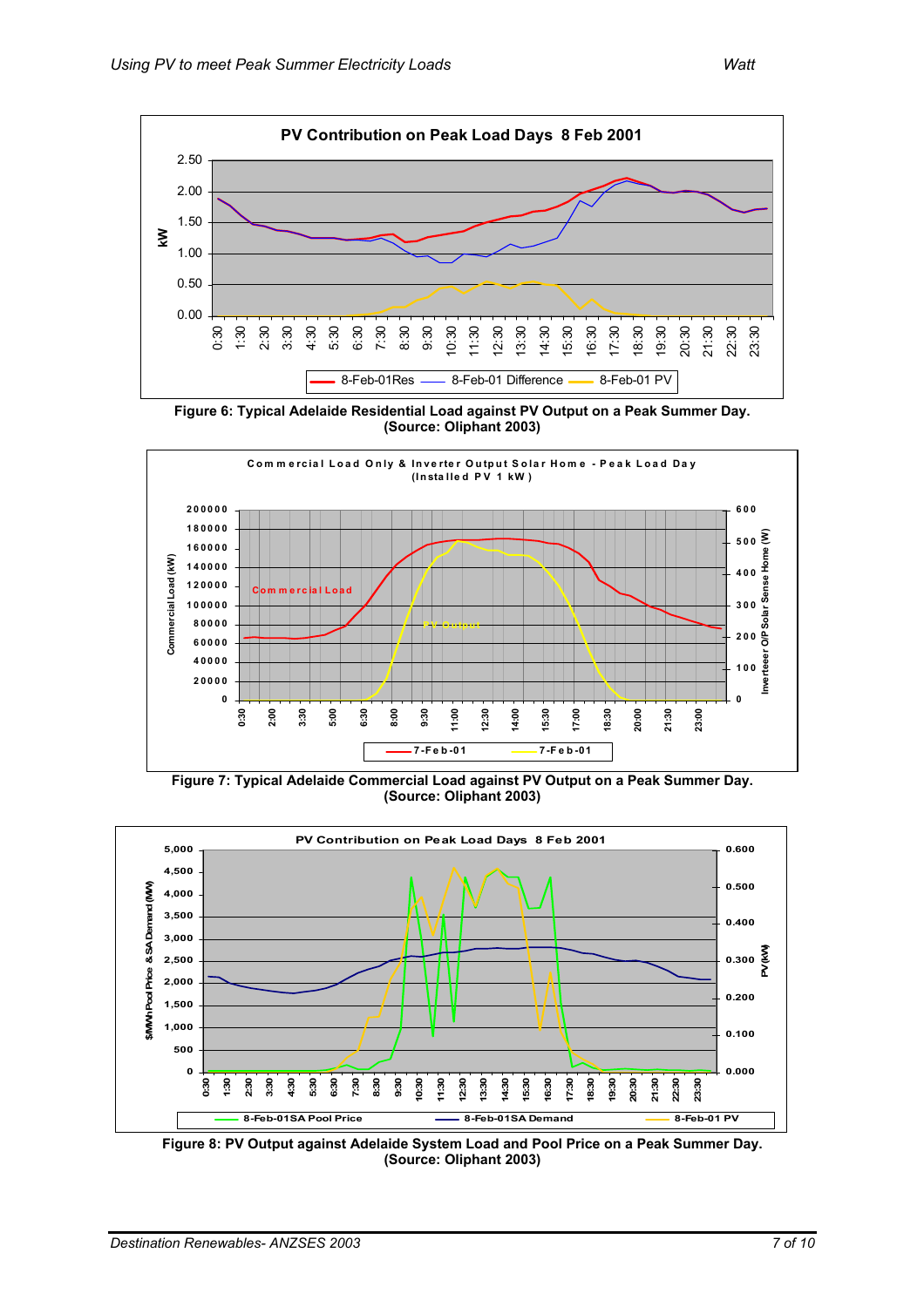**Figure 6: Typical Adelaide Residential Load against PV Output on a Peak Summer Day. (Source: Oliphant 2003)**

**Figure 7: Typical Adelaide Commercial Load against PV Output on a Peak Summer Day. (Source: Oliphant 2003)**

**Figure 8: PV Output against Adelaide System Load and Pool Price on a Peak Summer Day. (Source: Oliphant 2003)**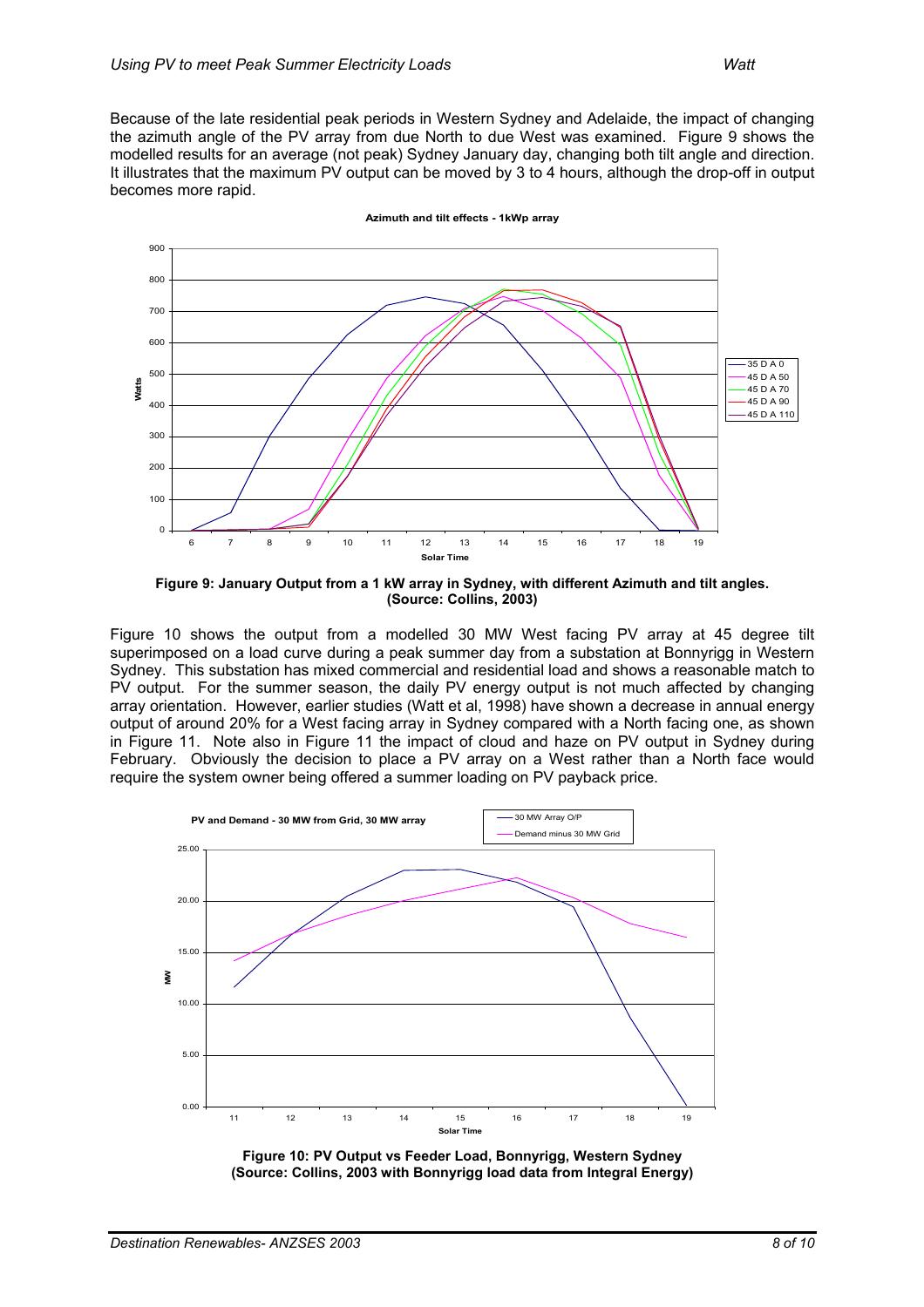Because of the late residential peak periods in Western Sydney and Adelaide, the impact of changing the azimuth angle of the PV array from due North to due West was examined. Figure 9 shows the modelled results for an average (not peak) Sydney January day, changing both tilt angle and direction. It illustrates that the maximum PV output can be moved by 3 to 4 hours, although the drop-off in output becomes more rapid.

**Figure 9: January Output from a 1 kW array in Sydney, with different Azimuth and tilt angles. (Source: Collins, 2003)**

Figure 10 shows the output from a modelled 30 MW West facing PV array at 45 degree tilt superimposed on a load curve during a peak summer day from a substation at Bonnyrigg in Western Sydney. This substation has mixed commercial and residential load and shows a reasonable match to PV output. For the summer season, the daily PV energy output is not much affected by changing array orientation. However, earlier studies (Watt et al, 1998) have shown a decrease in annual energy output of around 20% for a West facing array in Sydney compared with a North facing one, as shown in Figure 11. Note also in Figure 11 the impact of cloud and haze on PV output in Sydney during February. Obviously the decision to place a PV array on a West rather than a North face would require the system owner being offered a summer loading on PV payback price.

**Figure 10: PV Output vs Feeder Load, Bonnyrigg, Western Sydney (Source: Collins, 2003 with Bonnyrigg load data from Integral Energy)**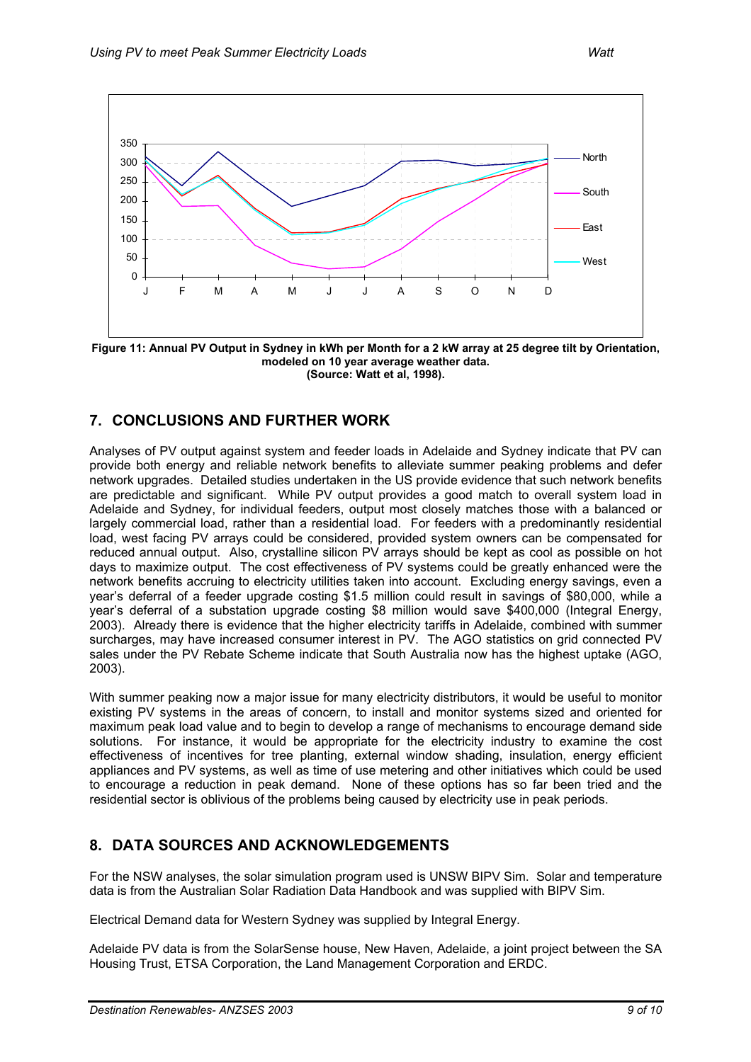Figure 11: Annual PV Output in Sydney in kWh per Month for a 2 kW array at 25 degree tilt by Orientation, modeled on 10 year average weather data. (Source: Watt et al, 1998).

## 7. CONCLUSIONS AND FURTHER WORK

Analyses of PV output against system and feeder loads in Adelaide and Sydney indicate that PV can provide both energy and reliable network benefits to alleviate summer peaking problems and defer network upgrades. Detailed studies undertaken in the US provide evidence that such network benefits are predictable and significant. While PV output provides a good match to overall system load in Adelaide and Sydney, for individual feeders, output most closely matches those with a balanced or largely commercial load, rather than a residential load. For feeders with a predominantly residential load, west facing PV arrays could be considered, provided system owners can be compensated for reduced annual output. Also, crystalline silicon PV arrays should be kept as cool as possible on hot days to maximize output. The cost effectiveness of PV systems could be greatly enhanced were the network benefits accruing to electricity utilities taken into account. Excluding energy savings, even a year's deferral of a feeder upgrade costing $1.5 million could result in savings of $80,000, while a year's deferral of a substation upgrade costing $8 million would save $400,000 (Integral Energy, 2003). Already there is evidence that the higher electricity tariffs in Adelaide, combined with summer surcharges, may have increased consumer interest in PV. The AGO statistics on grid connected PV sales under the PV Rebate Scheme indicate that South Australia now has the highest uptake (AGO, 2003).

With summer peaking now a major issue for many electricity distributors, it would be useful to monitor existing PV systems in the areas of concern, to install and monitor systems sized and oriented for maximum peak load value and to begin to develop a range of mechanisms to encourage demand side solutions. For instance, it would be appropriate for the electricity industry to examine the cost effectiveness of incentives for tree planting, external window shading, insulation, energy efficient appliances and PV systems, as well as time of use metering and other initiatives which could be used to encourage a reduction in peak demand. None of these options has so far been tried and the residential sector is oblivious of the problems being caused by electricity use in peak periods.

## 8. DATA SOURCES AND ACKNOWLEDGEMENTS

For the NSW analyses, the solar simulation program used is UNSW BIPV Sim. Solar and temperature data is from the Australian Solar Radiation Data Handbook and was supplied with BIPV Sim.

Electrical Demand data for Western Sydney was supplied by Integral Energy.

Adelaide PV data is from the SolarSense house, New Haven, Adelaide, a joint project between the SA Housing Trust, ETSA Corporation, the Land Management Corporation and ERDC.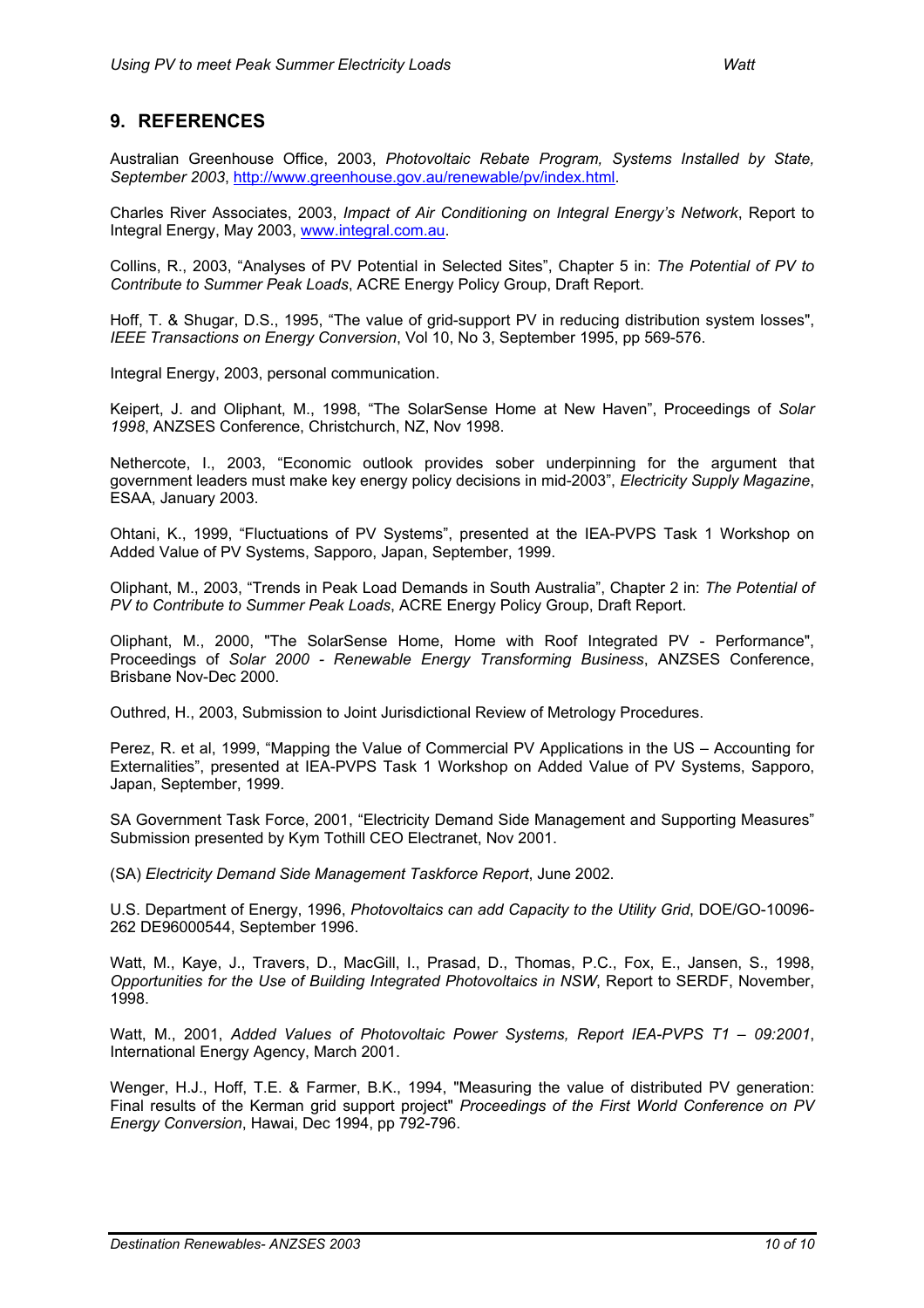## 9. REFERENCES

Australian Greenhouse Office, 2003, *Photovoltaic Rebate Program, Systems Installed by State, September 2003*, http://www.greenhouse.gov.au/renewable/pv/index.html.

Charles River Associates, 2003, *Impact of Air Conditioning on Integral Energy's Network*, Report to Integral Energy, May 2003, www.integral.com.au.

Collins, R., 2003, "Analyses of PV Potential in Selected Sites", Chapter 5 in: *The Potential of PV to Contribute to Summer Peak Loads*, ACRE Energy Policy Group, Draft Report.

Hoff, T. & Shugar, D.S., 1995, "The value of grid-support PV in reducing distribution system losses", *IEEE Transactions on Energy Conversion*, Vol 10, No 3, September 1995, pp 569-576.

Integral Energy, 2003, personal communication.

Keipert, J. and Oliphant, M., 1998, "The SolarSense Home at New Haven", Proceedings of *Solar 1998*, ANZSES Conference, Christchurch, NZ, Nov 1998.

Nethercote, I., 2003, "Economic outlook provides sober underpinning for the argument that government leaders must make key energy policy decisions in mid-2003", *Electricity Supply Magazine*, ESAA, January 2003.

Ohtani, K., 1999, "Fluctuations of PV Systems", presented at the IEA-PVPS Task 1 Workshop on Added Value of PV Systems, Sapporo, Japan, September, 1999.

Oliphant, M., 2003, "Trends in Peak Load Demands in South Australia", Chapter 2 in: *The Potential of PV to Contribute to Summer Peak Loads*, ACRE Energy Policy Group, Draft Report.

Oliphant, M., 2000, "The SolarSense Home, Home with Roof Integrated PV - Performance", Proceedings of *Solar 2000 - Renewable Energy Transforming Business*, ANZSES Conference, Brisbane Nov-Dec 2000.

Outhred, H., 2003, Submission to Joint Jurisdictional Review of Metrology Procedures.

Perez, R. et al, 1999, "Mapping the Value of Commercial PV Applications in the US – Accounting for Externalities", presented at IEA-PVPS Task 1 Workshop on Added Value of PV Systems, Sapporo, Japan, September, 1999.

SA Government Task Force, 2001, "Electricity Demand Side Management and Supporting Measures" Submission presented by Kym Tothill CEO Electranet, Nov 2001.

(SA) *Electricity Demand Side Management Taskforce Report*, June 2002.

U.S. Department of Energy, 1996, *Photovoltaics can add Capacity to the Utility Grid*, DOE/GO-10096-262 DE96000544, September 1996.

Watt, M., Kaye, J., Travers, D., MacGill, I., Prasad, D., Thomas, P.C., Fox, E., Jansen, S., 1998, *Opportunities for the Use of Building Integrated Photovoltaics in NSW*, Report to SERDF, November, 1998.

Watt, M., 2001, *Added Values of Photovoltaic Power Systems, Report IEA-PVPS T1 – 09:2001*, International Energy Agency, March 2001.

Wenger, H.J., Hoff, T.E. & Farmer, B.K., 1994, "Measuring the value of distributed PV generation: Final results of the Kerman grid support project" *Proceedings of the First World Conference on PV Energy Conversion*, Hawai, Dec 1994, pp 792-796.